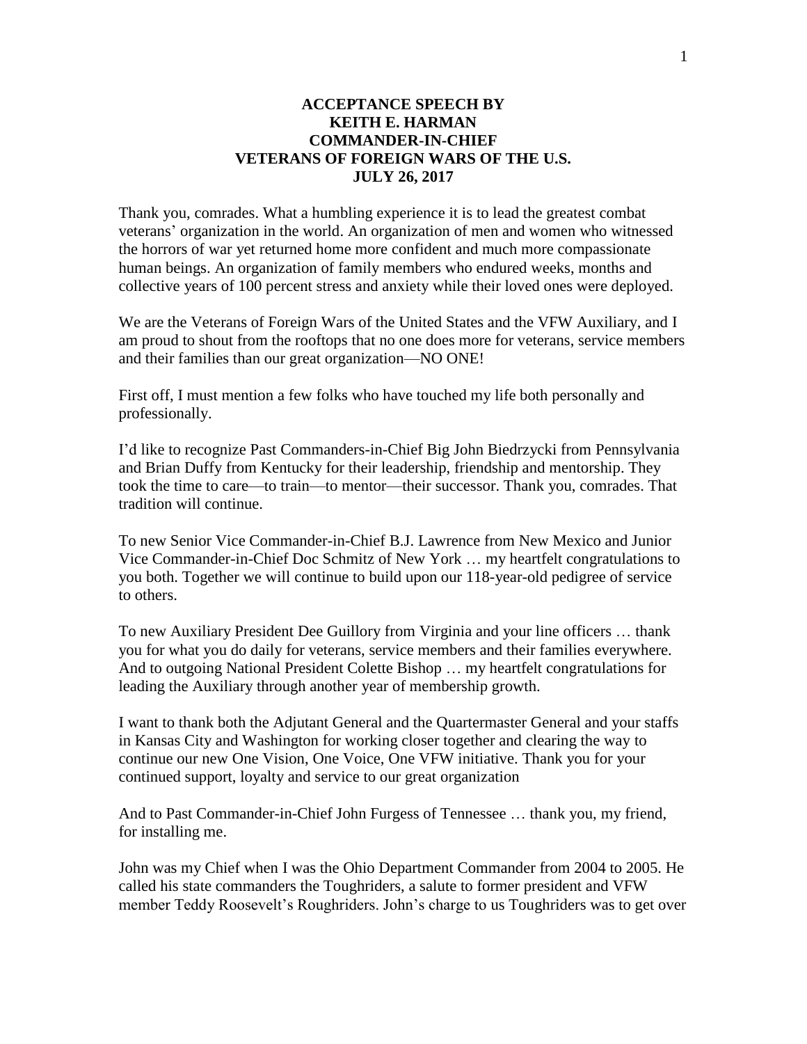# ACCEPTANCE SPEECH BY KEITH E. HARMAN COMMANDER-IN-CHIEF VETERANS OF FOREIGN WARS OF THE U.S. JULY 26, 2017

Thank you, comrades. What a humbling experience it is to lead the greatest combat veterans' organization in the world. An organization of men and women who witnessed the horrors of war yet returned home more confident and much more compassionate human beings. An organization of family members who endured weeks, months and collective years of 100 percent stress and anxiety while their loved ones were deployed.

We are the Veterans of Foreign Wars of the United States and the VFW Auxiliary, and I am proud to shout from the rooftops that no one does more for veterans, service members and their families than our great organization—NO ONE!

First off, I must mention a few folks who have touched my life both personally and professionally.

I'd like to recognize Past Commanders-in-Chief Big John Biedrzycki from Pennsylvania and Brian Duffy from Kentucky for their leadership, friendship and mentorship. They took the time to care—to train—to mentor—their successor. Thank you, comrades. That tradition will continue.

To new Senior Vice Commander-in-Chief B.J. Lawrence from New Mexico and Junior Vice Commander-in-Chief Doc Schmitz of New York … my heartfelt congratulations to you both. Together we will continue to build upon our 118-year-old pedigree of service to others.

To new Auxiliary President Dee Guillory from Virginia and your line officers … thank you for what you do daily for veterans, service members and their families everywhere. And to outgoing National President Colette Bishop … my heartfelt congratulations for leading the Auxiliary through another year of membership growth.

I want to thank both the Adjutant General and the Quartermaster General and your staffs in Kansas City and Washington for working closer together and clearing the way to continue our new One Vision, One Voice, One VFW initiative. Thank you for your continued support, loyalty and service to our great organization

And to Past Commander-in-Chief John Furgess of Tennessee … thank you, my friend, for installing me.

John was my Chief when I was the Ohio Department Commander from 2004 to 2005. He called his state commanders the Toughriders, a salute to former president and VFW member Teddy Roosevelt's Roughriders. John's charge to us Toughriders was to get over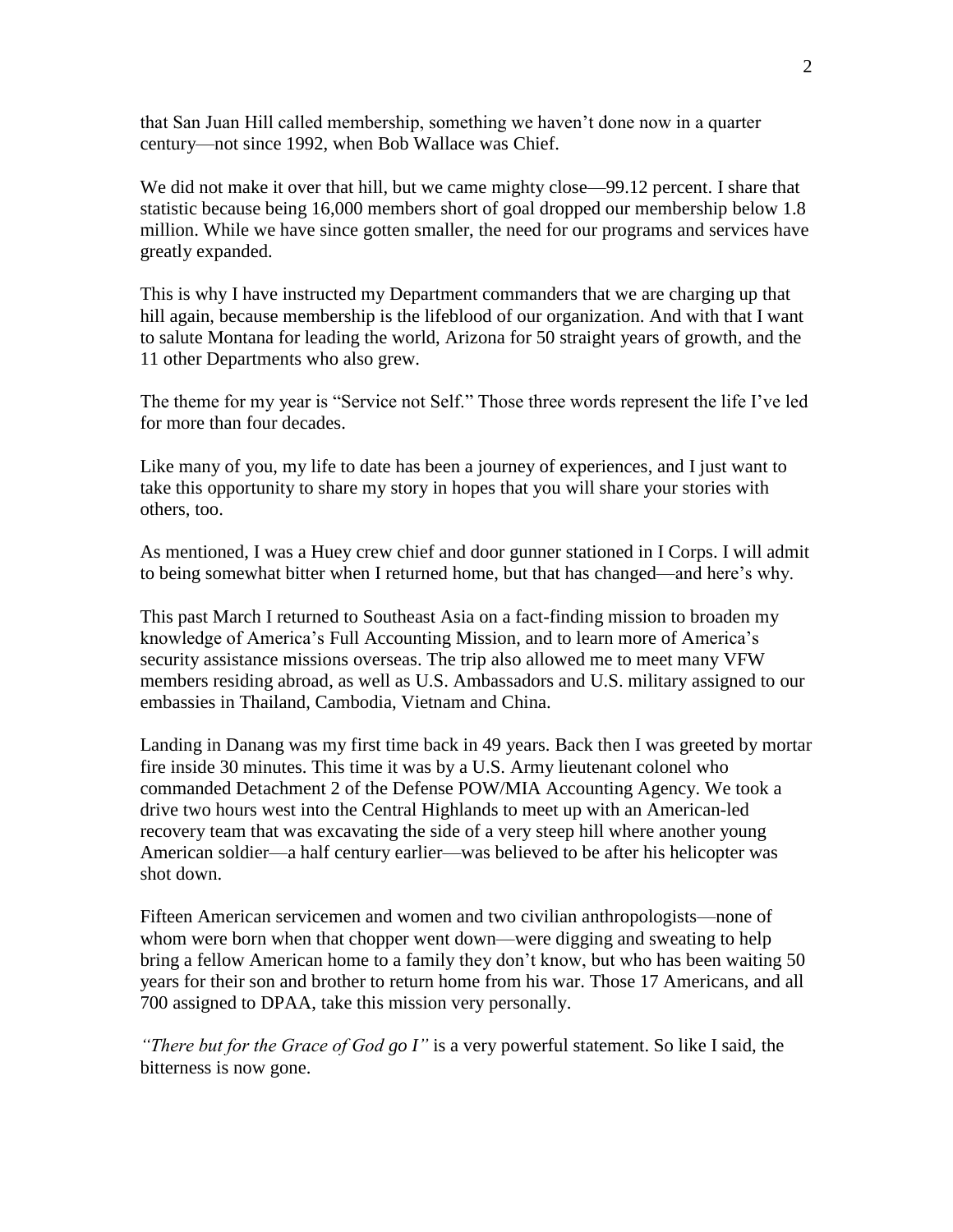that San Juan Hill called membership, something we haven't done now in a quarter century—not since 1992, when Bob Wallace was Chief.

We did not make it over that hill, but we came mighty close—99.12 percent. I share that statistic because being 16,000 members short of goal dropped our membership below 1.8 million. While we have since gotten smaller, the need for our programs and services have greatly expanded.

This is why I have instructed my Department commanders that we are charging up that hill again, because membership is the lifeblood of our organization. And with that I want to salute Montana for leading the world, Arizona for 50 straight years of growth, and the 11 other Departments who also grew.

The theme for my year is "Service not Self." Those three words represent the life I've led for more than four decades.

Like many of you, my life to date has been a journey of experiences, and I just want to take this opportunity to share my story in hopes that you will share your stories with others, too.

As mentioned, I was a Huey crew chief and door gunner stationed in I Corps. I will admit to being somewhat bitter when I returned home, but that has changed—and here's why.

This past March I returned to Southeast Asia on a fact-finding mission to broaden my knowledge of America's Full Accounting Mission, and to learn more of America's security assistance missions overseas. The trip also allowed me to meet many VFW members residing abroad, as well as U.S. Ambassadors and U.S. military assigned to our embassies in Thailand, Cambodia, Vietnam and China.

Landing in Danang was my first time back in 49 years. Back then I was greeted by mortar fire inside 30 minutes. This time it was by a U.S. Army lieutenant colonel who commanded Detachment 2 of the Defense POW/MIA Accounting Agency. We took a drive two hours west into the Central Highlands to meet up with an American-led recovery team that was excavating the side of a very steep hill where another young American soldier—a half century earlier—was believed to be after his helicopter was shot down.

Fifteen American servicemen and women and two civilian anthropologists—none of whom were born when that chopper went down—were digging and sweating to help bring a fellow American home to a family they don't know, but who has been waiting 50 years for their son and brother to return home from his war. Those 17 Americans, and all 700 assigned to DPAA, take this mission very personally.

*"There but for the Grace of God go I"* is a very powerful statement. So like I said, the bitterness is now gone.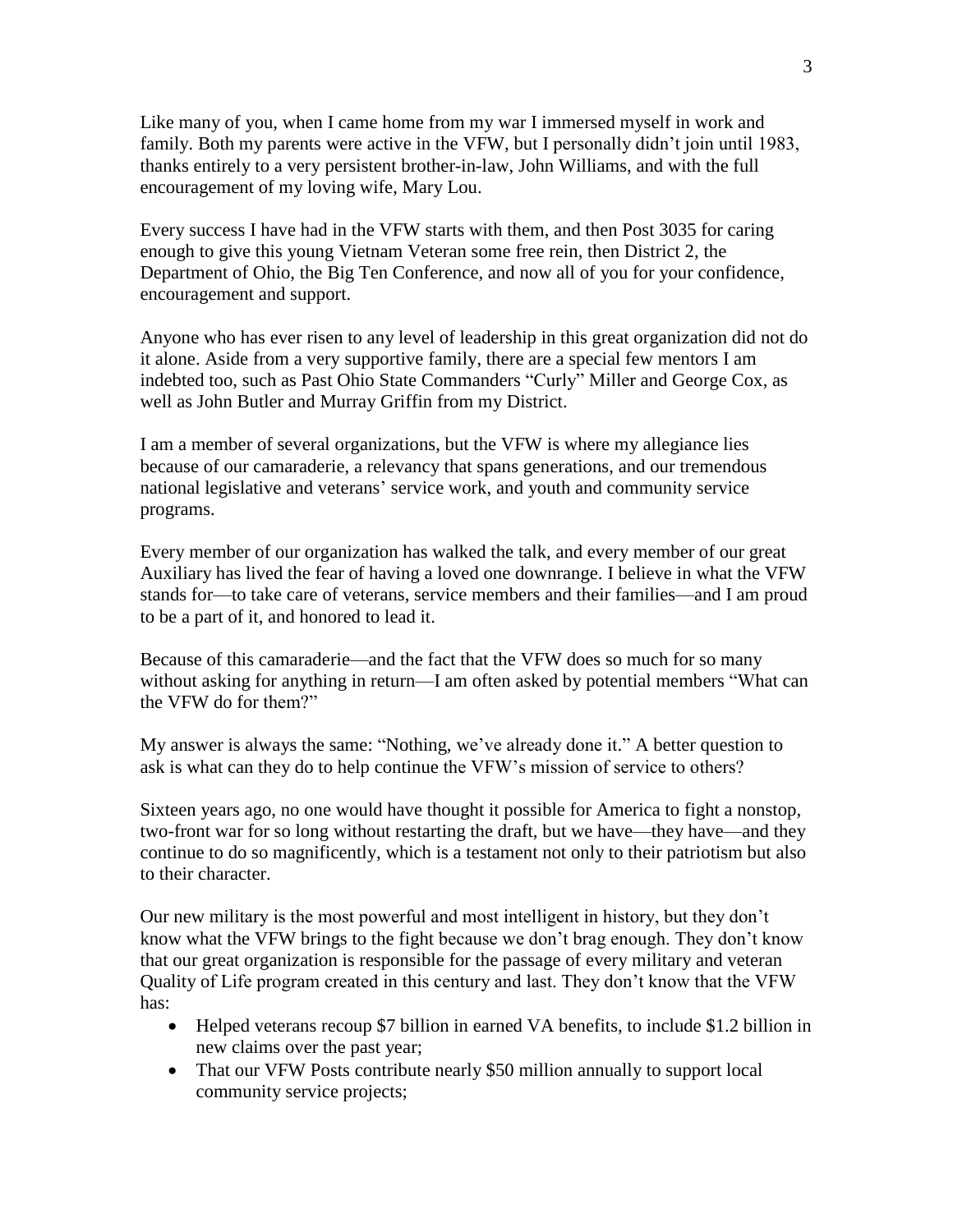Like many of you, when I came home from my war I immersed myself in work and family. Both my parents were active in the VFW, but I personally didn't join until 1983, thanks entirely to a very persistent brother-in-law, John Williams, and with the full encouragement of my loving wife, Mary Lou.

Every success I have had in the VFW starts with them, and then Post 3035 for caring enough to give this young Vietnam Veteran some free rein, then District 2, the Department of Ohio, the Big Ten Conference, and now all of you for your confidence, encouragement and support.

Anyone who has ever risen to any level of leadership in this great organization did not do it alone. Aside from a very supportive family, there are a special few mentors I am indebted too, such as Past Ohio State Commanders "Curly" Miller and George Cox, as well as John Butler and Murray Griffin from my District.

I am a member of several organizations, but the VFW is where my allegiance lies because of our camaraderie, a relevancy that spans generations, and our tremendous national legislative and veterans' service work, and youth and community service programs.

Every member of our organization has walked the talk, and every member of our great Auxiliary has lived the fear of having a loved one downrange. I believe in what the VFW stands for—to take care of veterans, service members and their families—and I am proud to be a part of it, and honored to lead it.

Because of this camaraderie—and the fact that the VFW does so much for so many without asking for anything in return—I am often asked by potential members "What can the VFW do for them?"

My answer is always the same: "Nothing, we've already done it." A better question to ask is what can they do to help continue the VFW's mission of service to others?

Sixteen years ago, no one would have thought it possible for America to fight a nonstop, two-front war for so long without restarting the draft, but we have—they have—and they continue to do so magnificently, which is a testament not only to their patriotism but also to their character.

Our new military is the most powerful and most intelligent in history, but they don't know what the VFW brings to the fight because we don't brag enough. They don't know that our great organization is responsible for the passage of every military and veteran Quality of Life program created in this century and last. They don't know that the VFW has:

- Helped veterans recoup $7 billion in earned VA benefits, to include $1.2 billion in new claims over the past year;
- That our VFW Posts contribute nearly $50 million annually to support local community service projects;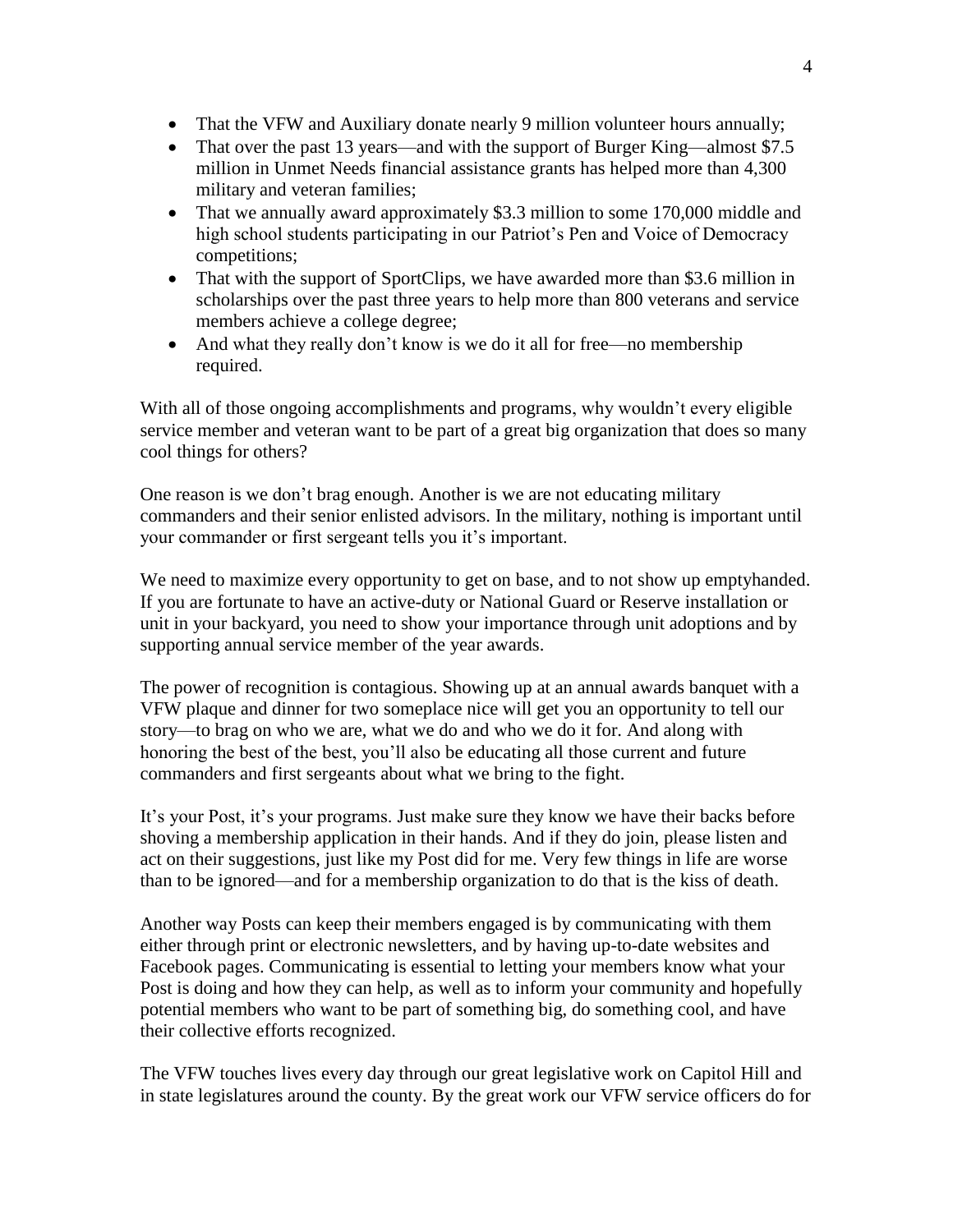- That the VFW and Auxiliary donate nearly 9 million volunteer hours annually;
- That over the past 13 years—and with the support of Burger King—almost $7.5 million in Unmet Needs financial assistance grants has helped more than 4,300 military and veteran families;
- That we annually award approximately $3.3 million to some 170,000 middle and high school students participating in our Patriot's Pen and Voice of Democracy competitions;
- That with the support of SportClips, we have awarded more than $3.6 million in scholarships over the past three years to help more than 800 veterans and service members achieve a college degree;
- And what they really don't know is we do it all for free—no membership required.

With all of those ongoing accomplishments and programs, why wouldn't every eligible service member and veteran want to be part of a great big organization that does so many cool things for others?

One reason is we don't brag enough. Another is we are not educating military commanders and their senior enlisted advisors. In the military, nothing is important until your commander or first sergeant tells you it's important.

We need to maximize every opportunity to get on base, and to not show up emptyhanded. If you are fortunate to have an active-duty or National Guard or Reserve installation or unit in your backyard, you need to show your importance through unit adoptions and by supporting annual service member of the year awards.

The power of recognition is contagious. Showing up at an annual awards banquet with a VFW plaque and dinner for two someplace nice will get you an opportunity to tell our story—to brag on who we are, what we do and who we do it for. And along with honoring the best of the best, you'll also be educating all those current and future commanders and first sergeants about what we bring to the fight.

It's your Post, it's your programs. Just make sure they know we have their backs before shoving a membership application in their hands. And if they do join, please listen and act on their suggestions, just like my Post did for me. Very few things in life are worse than to be ignored—and for a membership organization to do that is the kiss of death.

Another way Posts can keep their members engaged is by communicating with them either through print or electronic newsletters, and by having up-to-date websites and Facebook pages. Communicating is essential to letting your members know what your Post is doing and how they can help, as well as to inform your community and hopefully potential members who want to be part of something big, do something cool, and have their collective efforts recognized.

The VFW touches lives every day through our great legislative work on Capitol Hill and in state legislatures around the county. By the great work our VFW service officers do for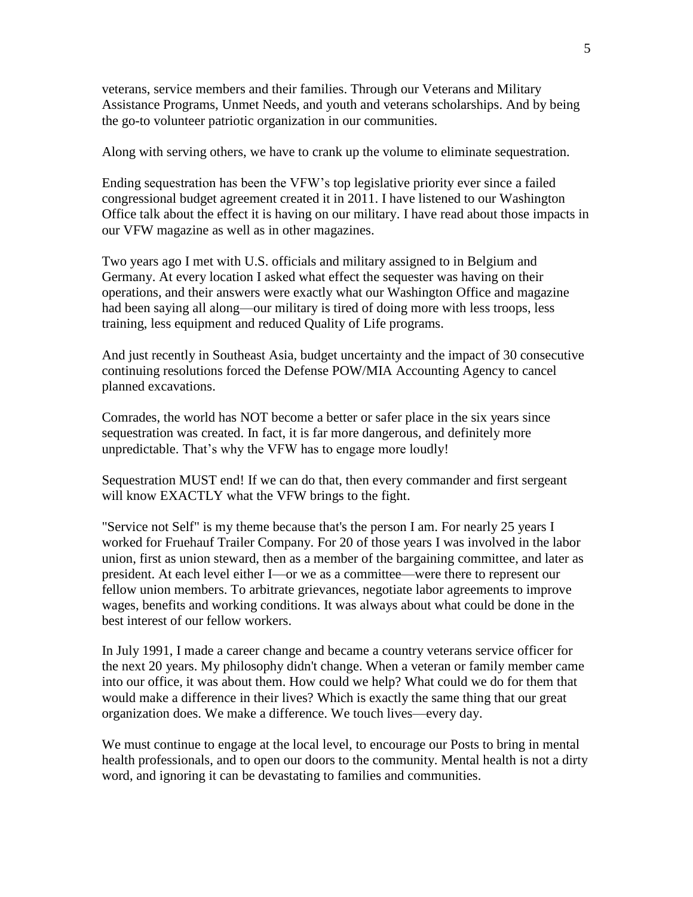veterans, service members and their families. Through our Veterans and Military Assistance Programs, Unmet Needs, and youth and veterans scholarships. And by being the go-to volunteer patriotic organization in our communities.

Along with serving others, we have to crank up the volume to eliminate sequestration.

Ending sequestration has been the VFW's top legislative priority ever since a failed congressional budget agreement created it in 2011. I have listened to our Washington Office talk about the effect it is having on our military. I have read about those impacts in our VFW magazine as well as in other magazines.

Two years ago I met with U.S. officials and military assigned to in Belgium and Germany. At every location I asked what effect the sequester was having on their operations, and their answers were exactly what our Washington Office and magazine had been saying all along—our military is tired of doing more with less troops, less training, less equipment and reduced Quality of Life programs.

And just recently in Southeast Asia, budget uncertainty and the impact of 30 consecutive continuing resolutions forced the Defense POW/MIA Accounting Agency to cancel planned excavations.

Comrades, the world has NOT become a better or safer place in the six years since sequestration was created. In fact, it is far more dangerous, and definitely more unpredictable. That's why the VFW has to engage more loudly!

Sequestration MUST end! If we can do that, then every commander and first sergeant will know EXACTLY what the VFW brings to the fight.

"Service not Self" is my theme because that's the person I am. For nearly 25 years I worked for Fruehauf Trailer Company. For 20 of those years I was involved in the labor union, first as union steward, then as a member of the bargaining committee, and later as president. At each level either I—or we as a committee—were there to represent our fellow union members. To arbitrate grievances, negotiate labor agreements to improve wages, benefits and working conditions. It was always about what could be done in the best interest of our fellow workers.

In July 1991, I made a career change and became a country veterans service officer for the next 20 years. My philosophy didn't change. When a veteran or family member came into our office, it was about them. How could we help? What could we do for them that would make a difference in their lives? Which is exactly the same thing that our great organization does. We make a difference. We touch lives—every day.

We must continue to engage at the local level, to encourage our Posts to bring in mental health professionals, and to open our doors to the community. Mental health is not a dirty word, and ignoring it can be devastating to families and communities.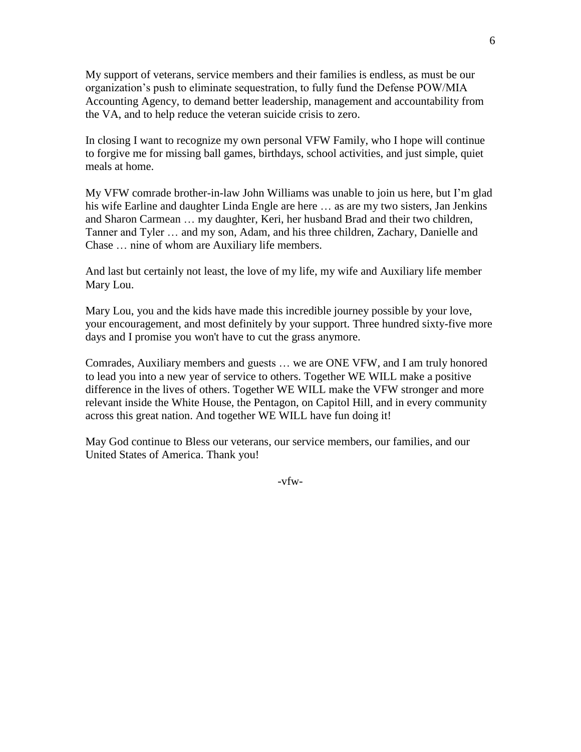My support of veterans, service members and their families is endless, as must be our organization's push to eliminate sequestration, to fully fund the Defense POW/MIA Accounting Agency, to demand better leadership, management and accountability from the VA, and to help reduce the veteran suicide crisis to zero.

In closing I want to recognize my own personal VFW Family, who I hope will continue to forgive me for missing ball games, birthdays, school activities, and just simple, quiet meals at home.

My VFW comrade brother-in-law John Williams was unable to join us here, but I'm glad his wife Earline and daughter Linda Engle are here … as are my two sisters, Jan Jenkins and Sharon Carmean … my daughter, Keri, her husband Brad and their two children, Tanner and Tyler … and my son, Adam, and his three children, Zachary, Danielle and Chase … nine of whom are Auxiliary life members.

And last but certainly not least, the love of my life, my wife and Auxiliary life member Mary Lou.

Mary Lou, you and the kids have made this incredible journey possible by your love, your encouragement, and most definitely by your support. Three hundred sixty-five more days and I promise you won't have to cut the grass anymore.

Comrades, Auxiliary members and guests … we are ONE VFW, and I am truly honored to lead you into a new year of service to others. Together WE WILL make a positive difference in the lives of others. Together WE WILL make the VFW stronger and more relevant inside the White House, the Pentagon, on Capitol Hill, and in every community across this great nation. And together WE WILL have fun doing it!

May God continue to Bless our veterans, our service members, our families, and our United States of America. Thank you!

-vfw-